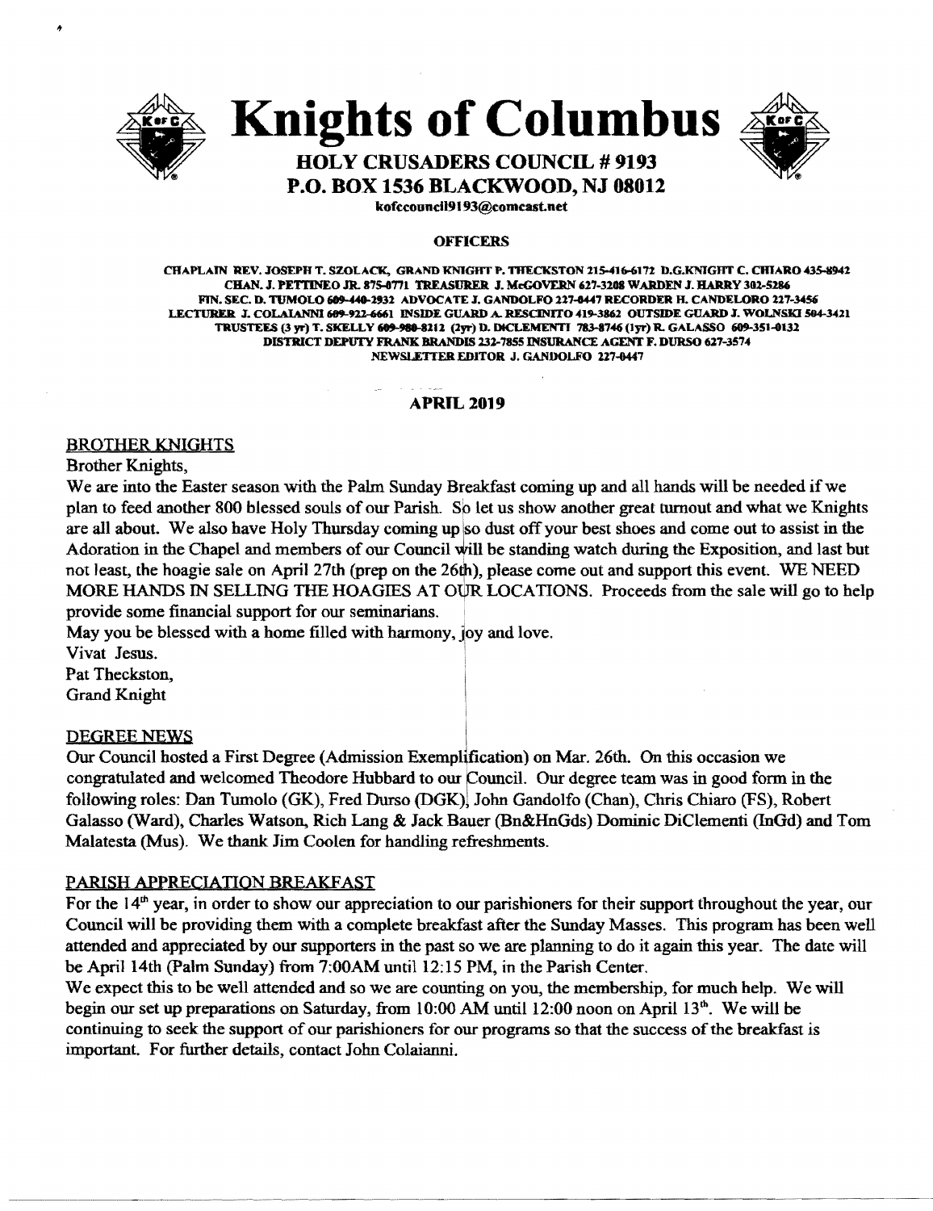# Knights of Columbus

## HOLY CRUSADERS COUNCIL # 9193
## P.O. BOX 1536 BLACKWOOD, NJ 08012

kofccouncil9193@comcast.net

### OFFICERS

CHAPLAIN REV. JOSEPH T. SZOLACK, GRAND KNIGHT P. THECKSTON 215-416-6172 D.G.KNIGHT C. CHIARO 435-8942
CHAN. J. PETTINEO JR. 875-0771 TREASURER J. McGOVERN 627-3208 WARDEN J. HARRY 302-5286
FIN. SEC. D. TUMOLO 609-440-2932 ADVOCATE J. GANDOLFO 227-0447 RECORDER H. CANDELORO 227-3456
LECTURER J. COLAIANNI 609-922-6661 INSIDE GUARD A. RESCINITO 419-3862 OUTSIDE GUARD J. WOLNSKI 504-3421
TRUSTEES (3 yr) T. SKELLY 609-980-8212 (2yr) D. DICLEMENTI 783-8746 (1yr) R. GALASSO 609-351-0132
DISTRICT DEPUTY FRANK BRANDIS 232-7855 INSURANCE AGENT F. DURSO 627-3574
NEWSLETTER EDITOR J. GANDOLFO 227-0447

**APRIL 2019**

## BROTHER KNIGHTS

Brother Knights,

We are into the Easter season with the Palm Sunday Breakfast coming up and all hands will be needed if we plan to feed another 800 blessed souls of our Parish. So let us show another great turnout and what we Knights are all about. We also have Holy Thursday coming up so dust off your best shoes and come out to assist in the Adoration in the Chapel and members of our Council will be standing watch during the Exposition, and last but not least, the hoagie sale on April 27th (prep on the 26th), please come out and support this event. WE NEED MORE HANDS IN SELLING THE HOAGIES AT OUR LOCATIONS. Proceeds from the sale will go to help provide some financial support for our seminarians.

May you be blessed with a home filled with harmony, joy and love.

Vivat Jesus.

Pat Theckston,
Grand Knight

## DEGREE NEWS

Our Council hosted a First Degree (Admission Exemplification) on Mar. 26th. On this occasion we congratulated and welcomed Theodore Hubbard to our Council. Our degree team was in good form in the following roles: Dan Tumolo (GK), Fred Durso (DGK), John Gandolfo (Chan), Chris Chiaro (FS), Robert Galasso (Ward), Charles Watson, Rich Lang & Jack Bauer (Bn&HnGds) Dominic DiClementi (InGd) and Tom Malatesta (Mus). We thank Jim Coolen for handling refreshments.

## PARISH APPRECIATION BREAKFAST

For the 14th year, in order to show our appreciation to our parishioners for their support throughout the year, our Council will be providing them with a complete breakfast after the Sunday Masses. This program has been well attended and appreciated by our supporters in the past so we are planning to do it again this year. The date will be April 14th (Palm Sunday) from 7:00AM until 12:15 PM, in the Parish Center.

We expect this to be well attended and so we are counting on you, the membership, for much help. We will begin our set up preparations on Saturday, from 10:00 AM until 12:00 noon on April 13th. We will be continuing to seek the support of our parishioners for our programs so that the success of the breakfast is important. For further details, contact John Colaianni.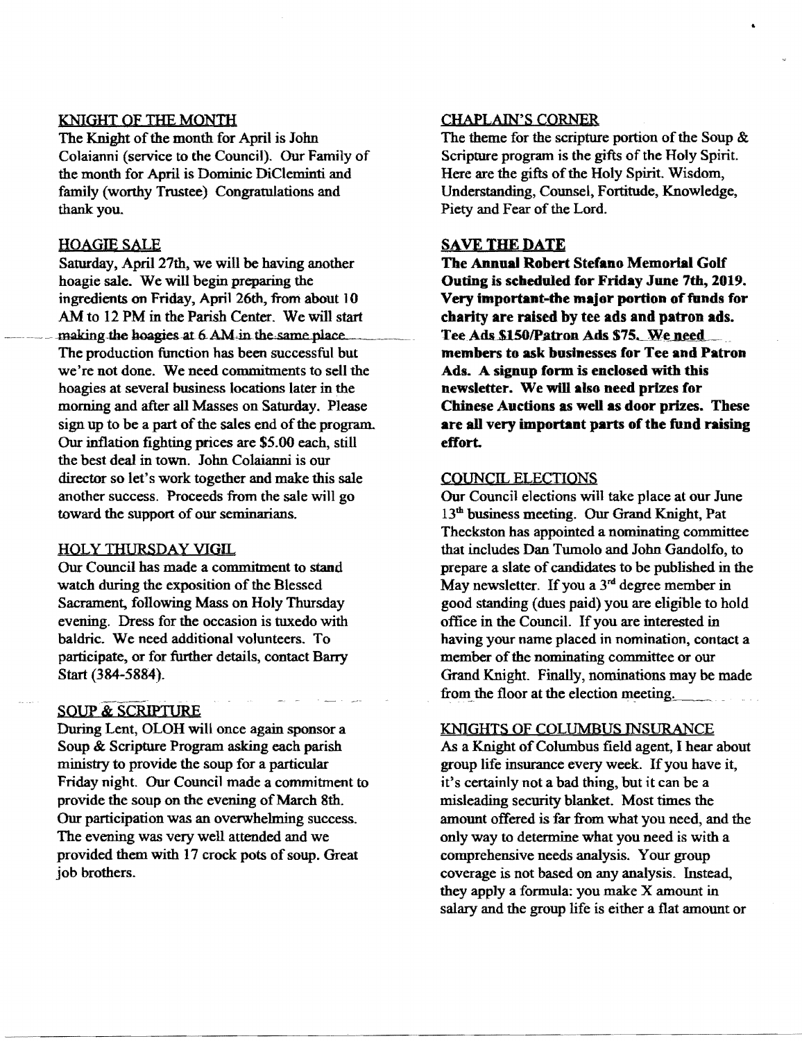## KNIGHT OF THE MONTH

The Knight of the month for April is John Colaianni (service to the Council). Our Family of the month for April is Dominic DiCleminti and family (worthy Trustee) Congratulations and thank you.

## HOAGIE SALE

Saturday, April 27th, we will be having another hoagie sale. We will begin preparing the ingredients on Friday, April 26th, from about 10 AM to 12 PM in the Parish Center. We will start making the hoagies at 6 AM in the same place. The production function has been successful but we're not done. We need commitments to sell the hoagies at several business locations later in the morning and after all Masses on Saturday. Please sign up to be a part of the sales end of the program. Our inflation fighting prices are $5.00 each, still the best deal in town. John Colaianni is our director so let's work together and make this sale another success. Proceeds from the sale will go toward the support of our seminarians.

## HOLY THURSDAY VIGIL

Our Council has made a commitment to stand watch during the exposition of the Blessed Sacrament, following Mass on Holy Thursday evening. Dress for the occasion is tuxedo with baldric. We need additional volunteers. To participate, or for further details, contact Barry Start (384-5884).

## SOUP & SCRIPTURE

During Lent, OLOH will once again sponsor a Soup & Scripture Program asking each parish ministry to provide the soup for a particular Friday night. Our Council made a commitment to provide the soup on the evening of March 8th. Our participation was an overwhelming success. The evening was very well attended and we provided them with 17 crock pots of soup. Great job brothers.

## CHAPLAIN'S CORNER

The theme for the scripture portion of the Soup & Scripture program is the gifts of the Holy Spirit. Here are the gifts of the Holy Spirit. Wisdom, Understanding, Counsel, Fortitude, Knowledge, Piety and Fear of the Lord.

## SAVE THE DATE

**The Annual Robert Stefano Memorial Golf Outing is scheduled for Friday June 7th, 2019. Very important-the major portion of funds for charity are raised by tee ads and patron ads. Tee Ads $150/Patron Ads $75. We need members to ask businesses for Tee and Patron Ads. A signup form is enclosed with this newsletter. We will also need prizes for Chinese Auctions as well as door prizes. These are all very important parts of the fund raising effort.**

## COUNCIL ELECTIONS

Our Council elections will take place at our June 13th business meeting. Our Grand Knight, Pat Theckston has appointed a nominating committee that includes Dan Tumolo and John Gandolfo, to prepare a slate of candidates to be published in the May newsletter. If you a 3rd degree member in good standing (dues paid) you are eligible to hold office in the Council. If you are interested in having your name placed in nomination, contact a member of the nominating committee or our Grand Knight. Finally, nominations may be made from the floor at the election meeting.

## KNIGHTS OF COLUMBUS INSURANCE

As a Knight of Columbus field agent, I hear about group life insurance every week. If you have it, it's certainly not a bad thing, but it can be a misleading security blanket. Most times the amount offered is far from what you need, and the only way to determine what you need is with a comprehensive needs analysis. Your group coverage is not based on any analysis. Instead, they apply a formula: you make X amount in salary and the group life is either a flat amount or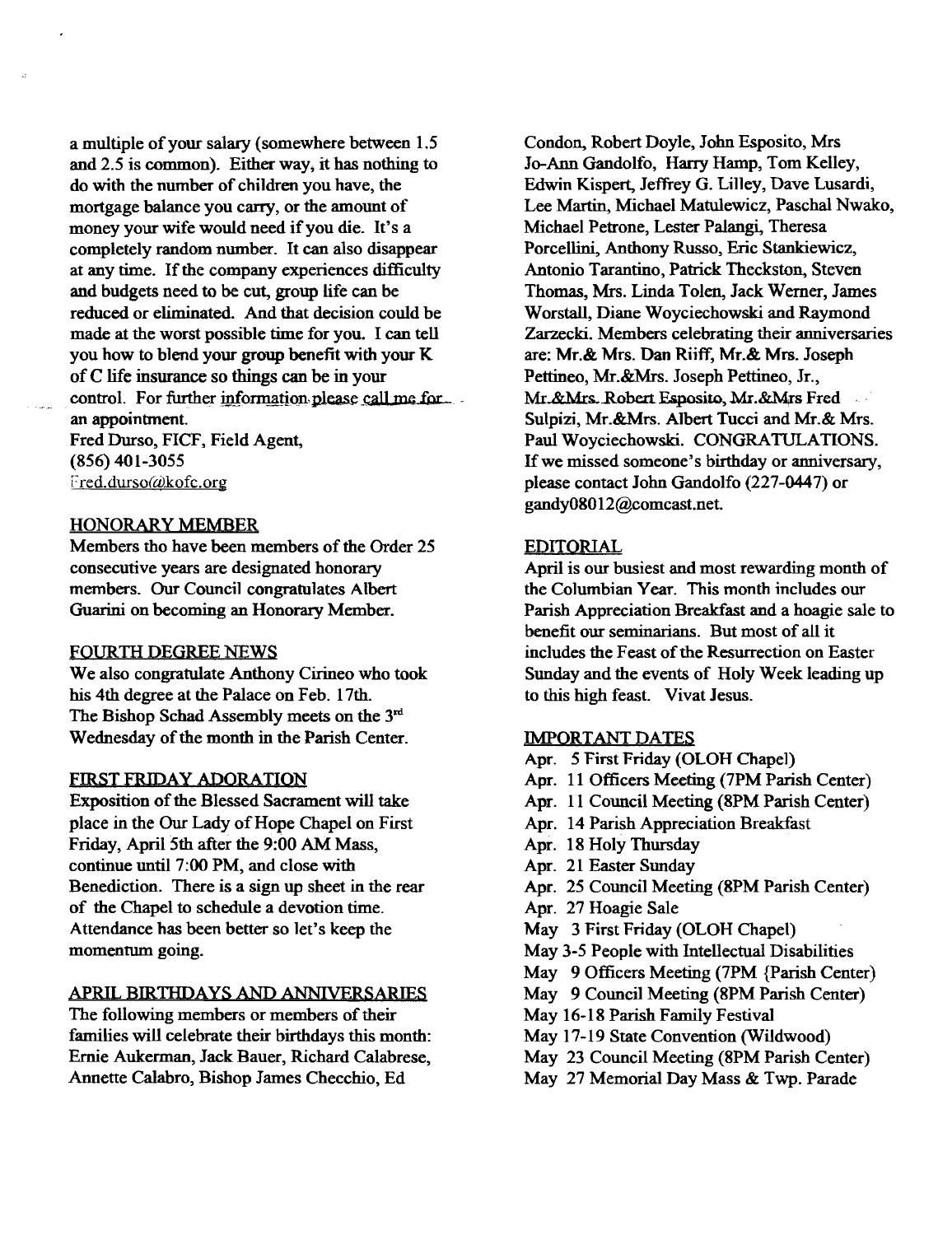a multiple of your salary (somewhere between 1.5 and 2.5 is common). Either way, it has nothing to do with the number of children you have, the mortgage balance you carry, or the amount of money your wife would need if you die. It's a completely random number. It can also disappear at any time. If the company experiences difficulty and budgets need to be cut, group life can be reduced or eliminated. And that decision could be made at the worst possible time for you. I can tell you how to blend your group benefit with your K of C life insurance so things can be in your control. For further information please call me for an appointment.

Fred Durso, FICF, Field Agent,
(856) 401-3055
Fred.durso@kofc.org

## HONORARY MEMBER

Members tho have been members of the Order 25 consecutive years are designated honorary members. Our Council congratulates Albert Guarini on becoming an Honorary Member.

## FOURTH DEGREE NEWS

We also congratulate Anthony Cirineo who took his 4th degree at the Palace on Feb. 17th. The Bishop Schad Assembly meets on the 3rd Wednesday of the month in the Parish Center.

## FIRST FRIDAY ADORATION

Exposition of the Blessed Sacrament will take place in the Our Lady of Hope Chapel on First Friday, April 5th after the 9:00 AM Mass, continue until 7:00 PM, and close with Benediction. There is a sign up sheet in the rear of the Chapel to schedule a devotion time. Attendance has been better so let's keep the momentum going.

## APRIL BIRTHDAYS AND ANNIVERSARIES

The following members or members of their families will celebrate their birthdays this month: Ernie Aukerman, Jack Bauer, Richard Calabrese, Annette Calabro, Bishop James Checchio, Ed Condon, Robert Doyle, John Esposito, Mrs Jo-Ann Gandolfo, Harry Hamp, Tom Kelley, Edwin Kispert, Jeffrey G. Lilley, Dave Lusardi, Lee Martin, Michael Matulewicz, Paschal Nwako, Michael Petrone, Lester Palangi, Theresa Porcellini, Anthony Russo, Eric Stankiewicz, Antonio Tarantino, Patrick Theckston, Steven Thomas, Mrs. Linda Tolen, Jack Werner, James Worstall, Diane Woyciechowski and Raymond Zarzecki. Members celebrating their anniversaries are: Mr.& Mrs. Dan Riiff, Mr.& Mrs. Joseph Pettineo, Mr.&Mrs. Joseph Pettineo, Jr., Mr.&Mrs. Robert Esposito, Mr.&Mrs Fred Sulpizi, Mr.&Mrs. Albert Tucci and Mr.& Mrs. Paul Woyciechowski. CONGRATULATIONS. If we missed someone's birthday or anniversary, please contact John Gandolfo (227-0447) or gandy08012@comcast.net.

## EDITORIAL

April is our busiest and most rewarding month of the Columbian Year. This month includes our Parish Appreciation Breakfast and a hoagie sale to benefit our seminarians. But most of all it includes the Feast of the Resurrection on Easter Sunday and the events of Holy Week leading up to this high feast. Vivat Jesus.

## IMPORTANT DATES

- Apr. 5 First Friday (OLOH Chapel)
- Apr. 11 Officers Meeting (7PM Parish Center)
- Apr. 11 Council Meeting (8PM Parish Center)
- Apr. 14 Parish Appreciation Breakfast
- Apr. 18 Holy Thursday
- Apr. 21 Easter Sunday
- Apr. 25 Council Meeting (8PM Parish Center)
- Apr. 27 Hoagie Sale
- May 3 First Friday (OLOH Chapel)
- May 3-5 People with Intellectual Disabilities
- May 9 Officers Meeting (7PM {Parish Center)
- May 9 Council Meeting (8PM Parish Center)
- May 16-18 Parish Family Festival
- May 17-19 State Convention (Wildwood)
- May 23 Council Meeting (8PM Parish Center)
- May 27 Memorial Day Mass & Twp. Parade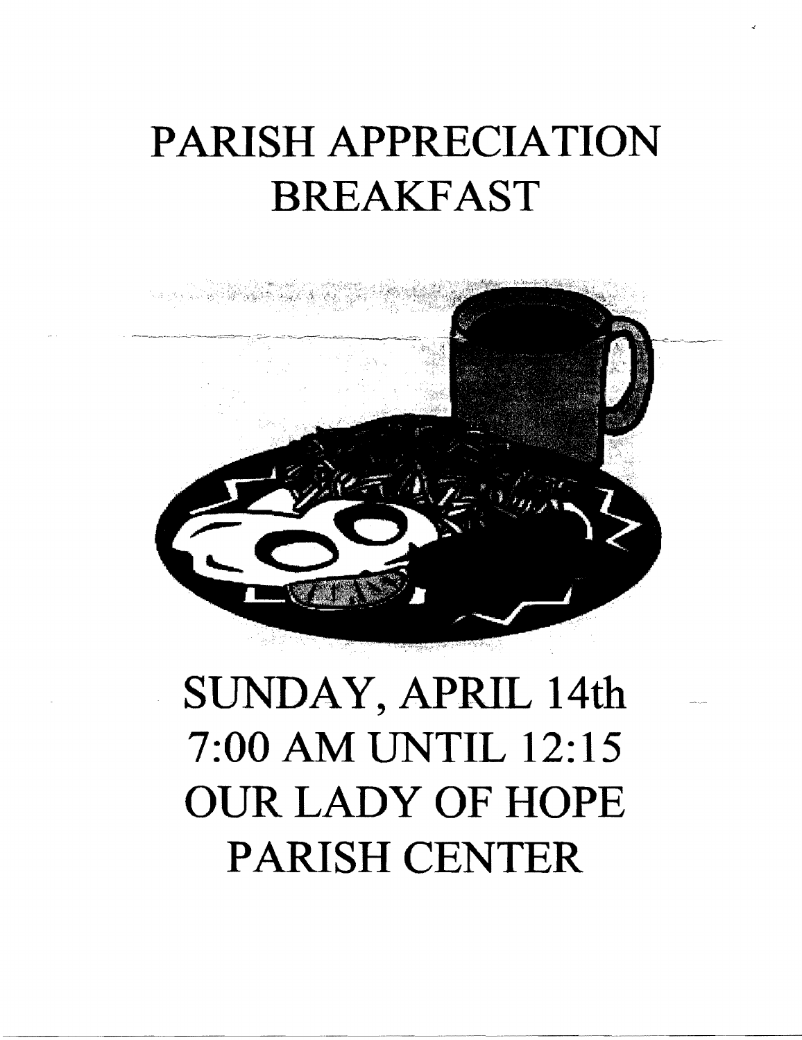# PARISH APPRECIATION BREAKFAST

## SUNDAY, APRIL 14th
## 7:00 AM UNTIL 12:15
## OUR LADY OF HOPE PARISH CENTER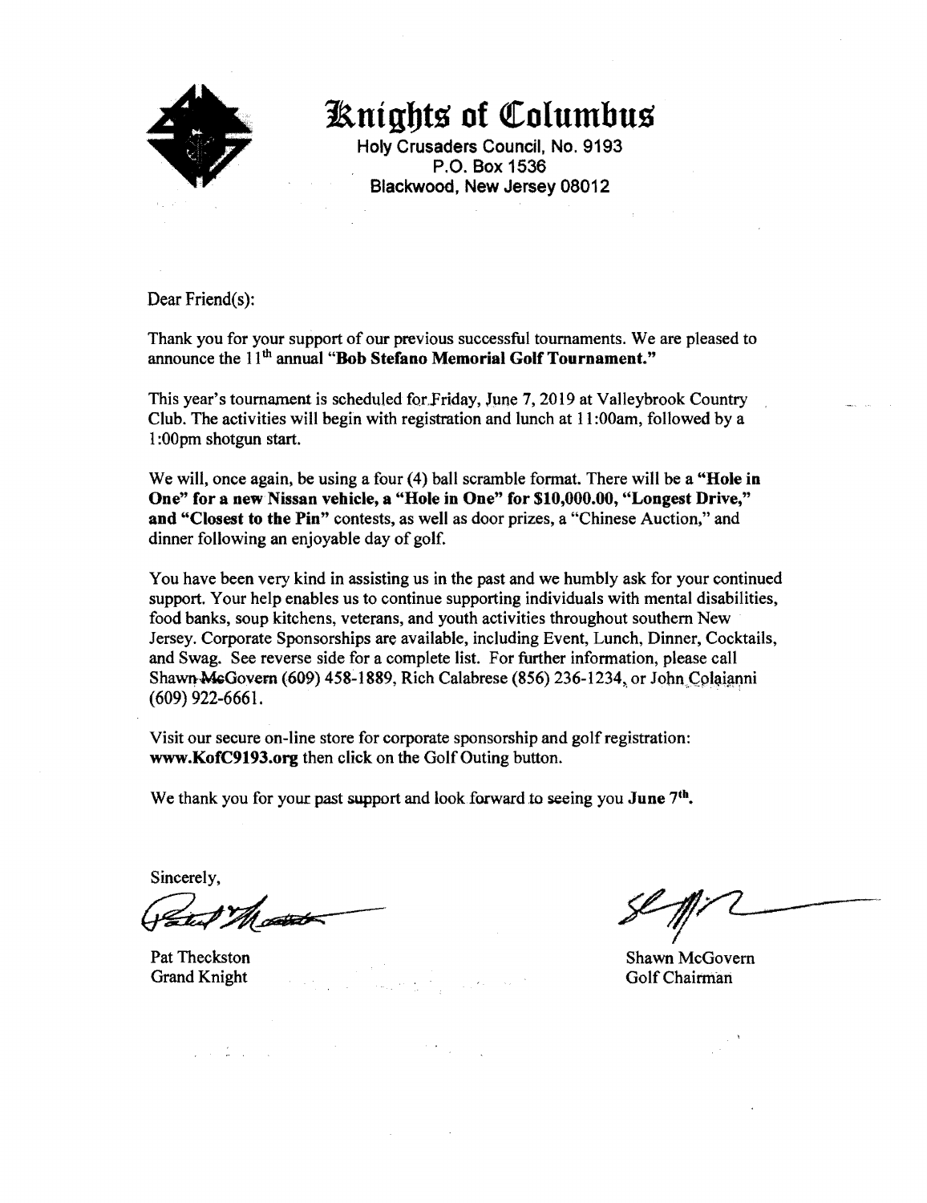# Knights of Columbus

**Holy Crusaders Council, No. 9193**
**P.O. Box 1536**
**Blackwood, New Jersey 08012**

Dear Friend(s):

Thank you for your support of our previous successful tournaments. We are pleased to announce the 11th annual **"Bob Stefano Memorial Golf Tournament."**

This year's tournament is scheduled for Friday, June 7, 2019 at Valleybrook Country Club. The activities will begin with registration and lunch at 11:00am, followed by a 1:00pm shotgun start.

We will, once again, be using a four (4) ball scramble format. There will be a **"Hole in One" for a new Nissan vehicle, a "Hole in One" for $10,000.00, "Longest Drive," and "Closest to the Pin"** contests, as well as door prizes, a "Chinese Auction," and dinner following an enjoyable day of golf.

You have been very kind in assisting us in the past and we humbly ask for your continued support. Your help enables us to continue supporting individuals with mental disabilities, food banks, soup kitchens, veterans, and youth activities throughout southern New Jersey. Corporate Sponsorships are available, including Event, Lunch, Dinner, Cocktails, and Swag. See reverse side for a complete list. For further information, please call Shawn McGovern (609) 458-1889, Rich Calabrese (856) 236-1234, or John Colaianni (609) 922-6661.

Visit our secure on-line store for corporate sponsorship and golf registration: **www.KofC9193.org** then click on the Golf Outing button.

We thank you for your past support and look forward to seeing you **June 7th.**

Sincerely,

Pat Theckston
Grand Knight

Shawn McGovern
Golf Chairman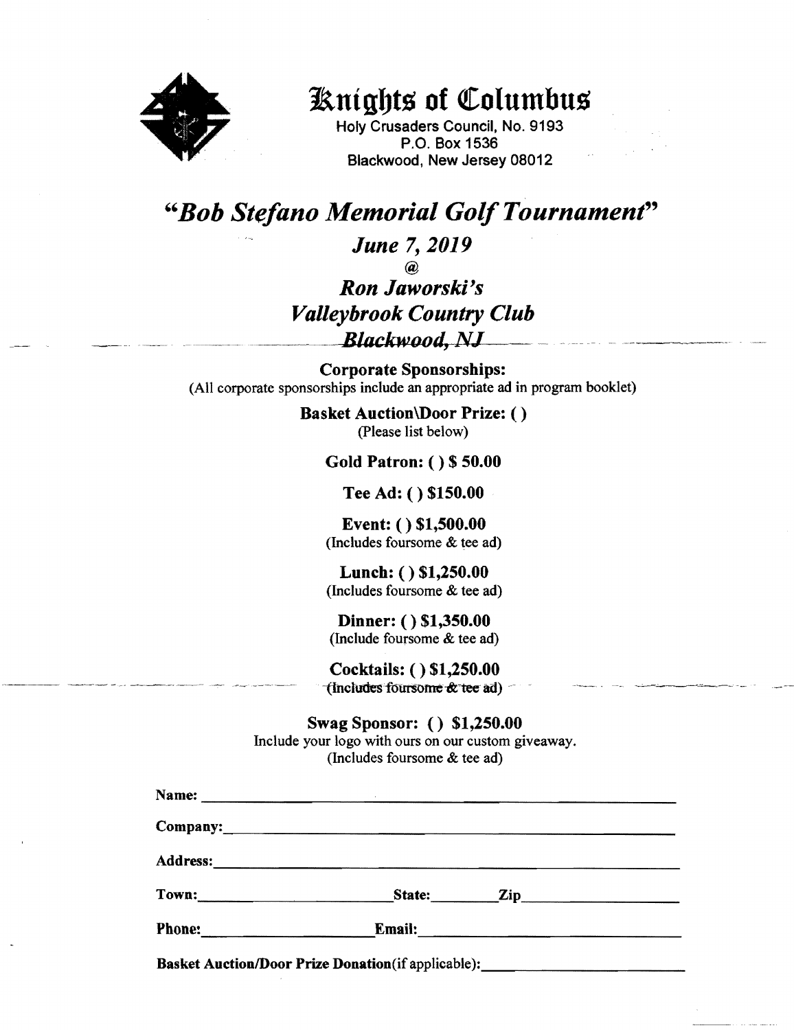# Knights of Columbus

Holy Crusaders Council, No. 9193
P.O. Box 1536
Blackwood, New Jersey 08012

## *"Bob Stefano Memorial Golf Tournament"*

### *June 7, 2019*

*@*

### *Ron Jaworski's*
### *Valleybrook Country Club*
### *Blackwood, NJ*

**Corporate Sponsorships:**
(All corporate sponsorships include an appropriate ad in program booklet)

**Basket Auction\Door Prize: ( )**
(Please list below)

**Gold Patron: ( ) $ 50.00**

**Tee Ad: ( ) $150.00**

**Event: ( ) $1,500.00**
(Includes foursome & tee ad)

**Lunch: ( ) $1,250.00**
(Includes foursome & tee ad)

**Dinner: ( ) $1,350.00**
(Include foursome & tee ad)

**Cocktails: ( ) $1,250.00**
(Includes foursome & tee ad)

**Swag Sponsor: ( ) $1,250.00**
Include your logo with ours on our custom giveaway.
(Includes foursome & tee ad)

**Name:** ______________________________

**Company:** ______________________________

**Address:** ______________________________

**Town:** ______________ **State:** ________ **Zip** ______________

**Phone:** ______________ **Email:** ______________________

**Basket Auction/Door Prize Donation**(if applicable): ______________________